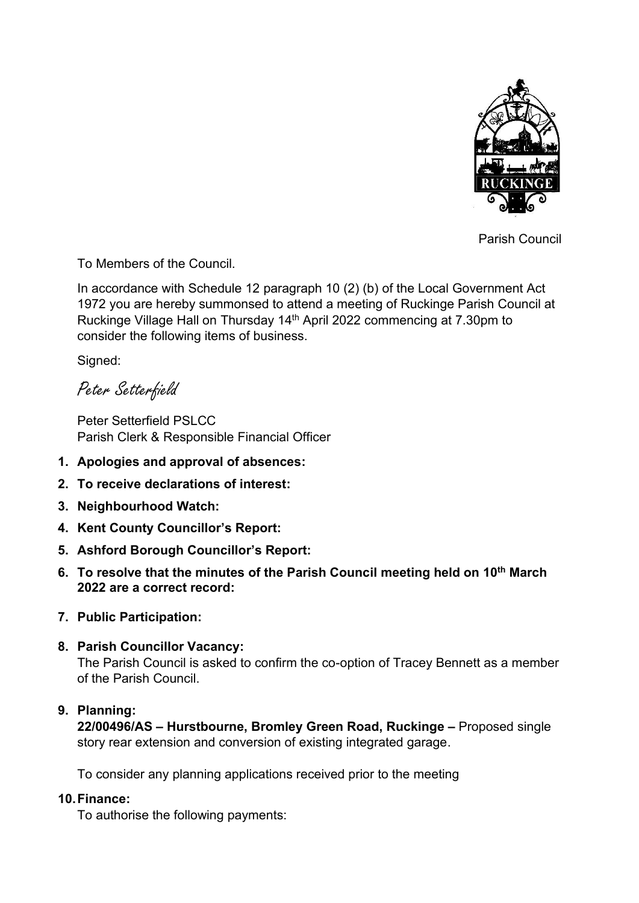Parish Council

To Members of the Council.

In accordance with Schedule 12 paragraph 10 (2) (b) of the Local Government Act 1972 you are hereby summonsed to attend a meeting of Ruckinge Parish Council at Ruckinge Village Hall on Thursday 14th April 2022 commencing at 7.30pm to consider the following items of business.

Signed:

*Peter Setterfield*

Peter Setterfield PSLCC
Parish Clerk & Responsible Financial Officer

1. **Apologies and approval of absences:**
2. **To receive declarations of interest:**
3. **Neighbourhood Watch:**
4. **Kent County Councillor's Report:**
5. **Ashford Borough Councillor's Report:**
6. **To resolve that the minutes of the Parish Council meeting held on 10th March 2022 are a correct record:**
7. **Public Participation:**
8. **Parish Councillor Vacancy:**
   The Parish Council is asked to confirm the co-option of Tracey Bennett as a member of the Parish Council.
9. **Planning:**
   **22/00496/AS – Hurstbourne, Bromley Green Road, Ruckinge –** Proposed single story rear extension and conversion of existing integrated garage.

   To consider any planning applications received prior to the meeting
10. **Finance:**
    To authorise the following payments: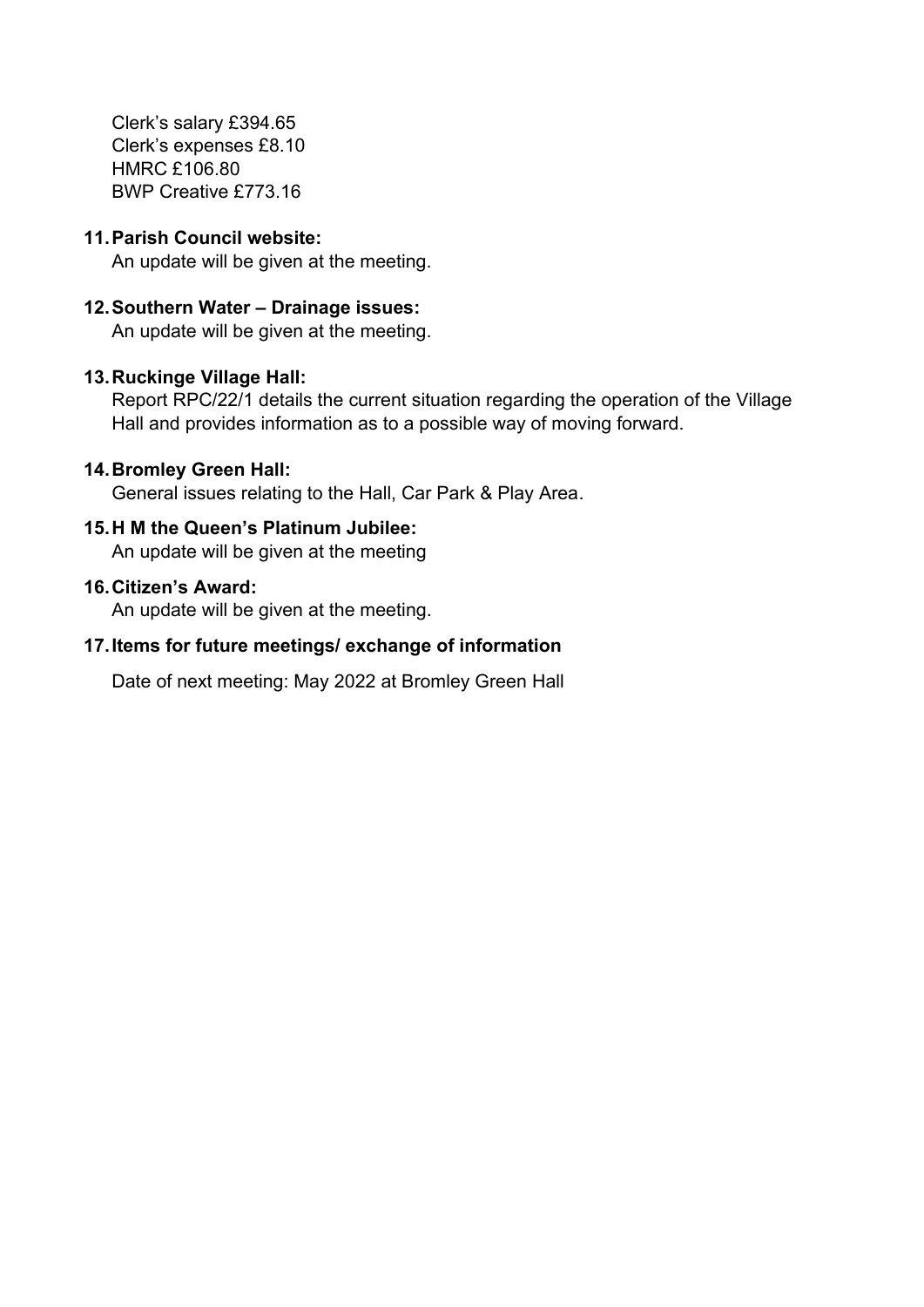Clerk's salary £394.65
Clerk's expenses £8.10
HMRC £106.80
BWP Creative £773.16

**11. Parish Council website:**
An update will be given at the meeting.

**12. Southern Water – Drainage issues:**
An update will be given at the meeting.

**13. Ruckinge Village Hall:**
Report RPC/22/1 details the current situation regarding the operation of the Village Hall and provides information as to a possible way of moving forward.

**14. Bromley Green Hall:**
General issues relating to the Hall, Car Park & Play Area.

**15. H M the Queen's Platinum Jubilee:**
An update will be given at the meeting

**16. Citizen's Award:**
An update will be given at the meeting.

**17. Items for future meetings/ exchange of information**

Date of next meeting: May 2022 at Bromley Green Hall